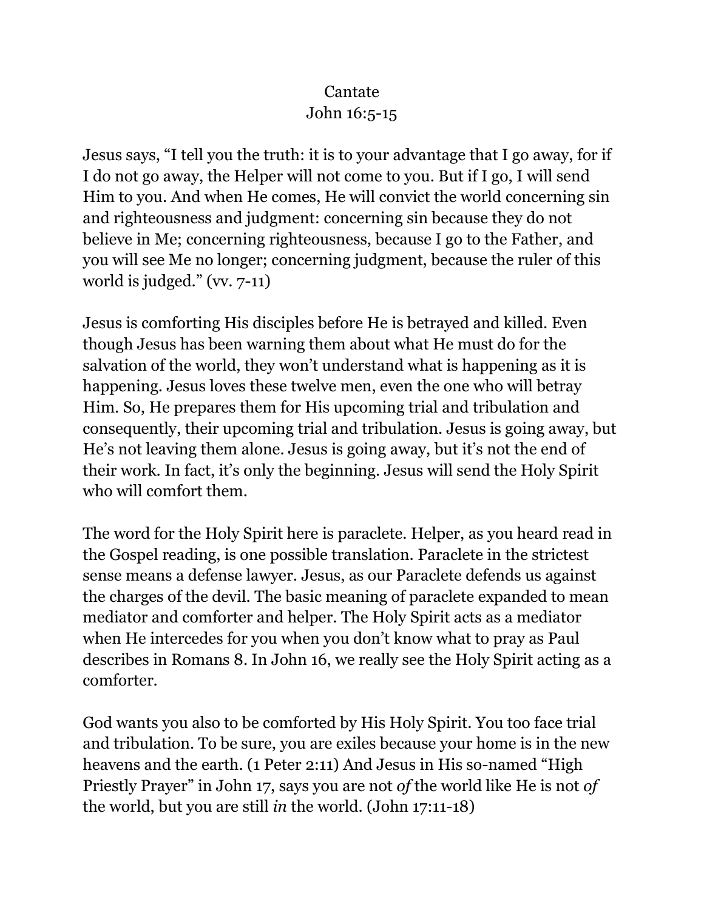# Cantate
## John 16:5-15

Jesus says, "I tell you the truth: it is to your advantage that I go away, for if I do not go away, the Helper will not come to you. But if I go, I will send Him to you. And when He comes, He will convict the world concerning sin and righteousness and judgment: concerning sin because they do not believe in Me; concerning righteousness, because I go to the Father, and you will see Me no longer; concerning judgment, because the ruler of this world is judged." (vv. 7-11)

Jesus is comforting His disciples before He is betrayed and killed. Even though Jesus has been warning them about what He must do for the salvation of the world, they won't understand what is happening as it is happening. Jesus loves these twelve men, even the one who will betray Him. So, He prepares them for His upcoming trial and tribulation and consequently, their upcoming trial and tribulation. Jesus is going away, but He's not leaving them alone. Jesus is going away, but it's not the end of their work. In fact, it's only the beginning. Jesus will send the Holy Spirit who will comfort them.

The word for the Holy Spirit here is paraclete. Helper, as you heard read in the Gospel reading, is one possible translation. Paraclete in the strictest sense means a defense lawyer. Jesus, as our Paraclete defends us against the charges of the devil. The basic meaning of paraclete expanded to mean mediator and comforter and helper. The Holy Spirit acts as a mediator when He intercedes for you when you don't know what to pray as Paul describes in Romans 8. In John 16, we really see the Holy Spirit acting as a comforter.

God wants you also to be comforted by His Holy Spirit. You too face trial and tribulation. To be sure, you are exiles because your home is in the new heavens and the earth. (1 Peter 2:11) And Jesus in His so-named "High Priestly Prayer" in John 17, says you are not *of* the world like He is not *of* the world, but you are still *in* the world. (John 17:11-18)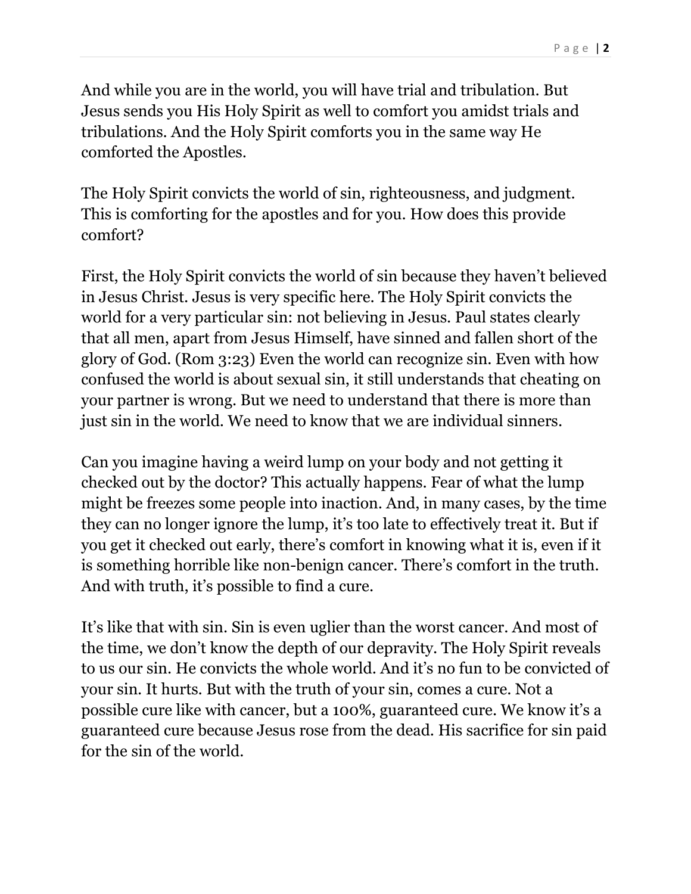And while you are in the world, you will have trial and tribulation. But Jesus sends you His Holy Spirit as well to comfort you amidst trials and tribulations. And the Holy Spirit comforts you in the same way He comforted the Apostles.

The Holy Spirit convicts the world of sin, righteousness, and judgment. This is comforting for the apostles and for you. How does this provide comfort?

First, the Holy Spirit convicts the world of sin because they haven't believed in Jesus Christ. Jesus is very specific here. The Holy Spirit convicts the world for a very particular sin: not believing in Jesus. Paul states clearly that all men, apart from Jesus Himself, have sinned and fallen short of the glory of God. (Rom 3:23) Even the world can recognize sin. Even with how confused the world is about sexual sin, it still understands that cheating on your partner is wrong. But we need to understand that there is more than just sin in the world. We need to know that we are individual sinners.

Can you imagine having a weird lump on your body and not getting it checked out by the doctor? This actually happens. Fear of what the lump might be freezes some people into inaction. And, in many cases, by the time they can no longer ignore the lump, it's too late to effectively treat it. But if you get it checked out early, there's comfort in knowing what it is, even if it is something horrible like non-benign cancer. There's comfort in the truth. And with truth, it's possible to find a cure.

It's like that with sin. Sin is even uglier than the worst cancer. And most of the time, we don't know the depth of our depravity. The Holy Spirit reveals to us our sin. He convicts the whole world. And it's no fun to be convicted of your sin. It hurts. But with the truth of your sin, comes a cure. Not a possible cure like with cancer, but a 100%, guaranteed cure. We know it's a guaranteed cure because Jesus rose from the dead. His sacrifice for sin paid for the sin of the world.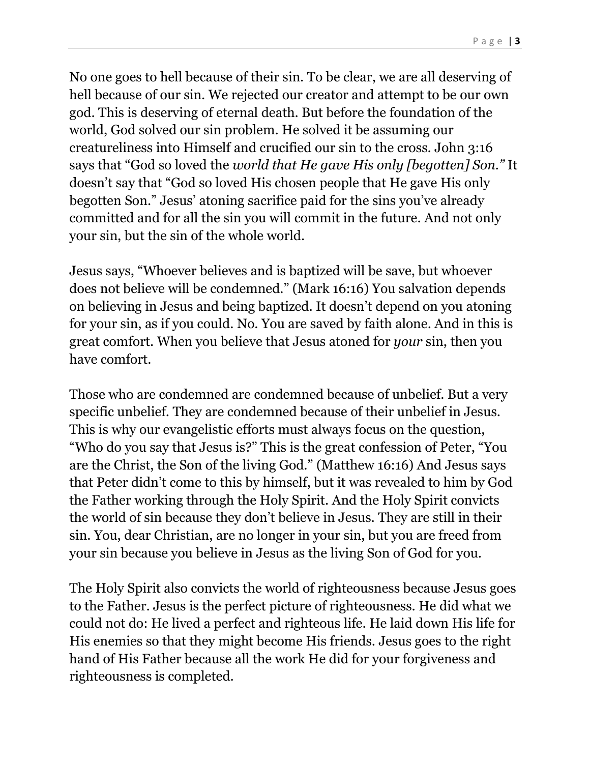No one goes to hell because of their sin. To be clear, we are all deserving of hell because of our sin. We rejected our creator and attempt to be our own god. This is deserving of eternal death. But before the foundation of the world, God solved our sin problem. He solved it be assuming our creatureliness into Himself and crucified our sin to the cross. John 3:16 says that "God so loved the *world that He gave His only [begotten] Son."* It doesn't say that "God so loved His chosen people that He gave His only begotten Son." Jesus' atoning sacrifice paid for the sins you've already committed and for all the sin you will commit in the future. And not only your sin, but the sin of the whole world.

Jesus says, "Whoever believes and is baptized will be save, but whoever does not believe will be condemned." (Mark 16:16) You salvation depends on believing in Jesus and being baptized. It doesn't depend on you atoning for your sin, as if you could. No. You are saved by faith alone. And in this is great comfort. When you believe that Jesus atoned for *your* sin, then you have comfort.

Those who are condemned are condemned because of unbelief. But a very specific unbelief. They are condemned because of their unbelief in Jesus. This is why our evangelistic efforts must always focus on the question, "Who do you say that Jesus is?" This is the great confession of Peter, "You are the Christ, the Son of the living God." (Matthew 16:16) And Jesus says that Peter didn't come to this by himself, but it was revealed to him by God the Father working through the Holy Spirit. And the Holy Spirit convicts the world of sin because they don't believe in Jesus. They are still in their sin. You, dear Christian, are no longer in your sin, but you are freed from your sin because you believe in Jesus as the living Son of God for you.

The Holy Spirit also convicts the world of righteousness because Jesus goes to the Father. Jesus is the perfect picture of righteousness. He did what we could not do: He lived a perfect and righteous life. He laid down His life for His enemies so that they might become His friends. Jesus goes to the right hand of His Father because all the work He did for your forgiveness and righteousness is completed.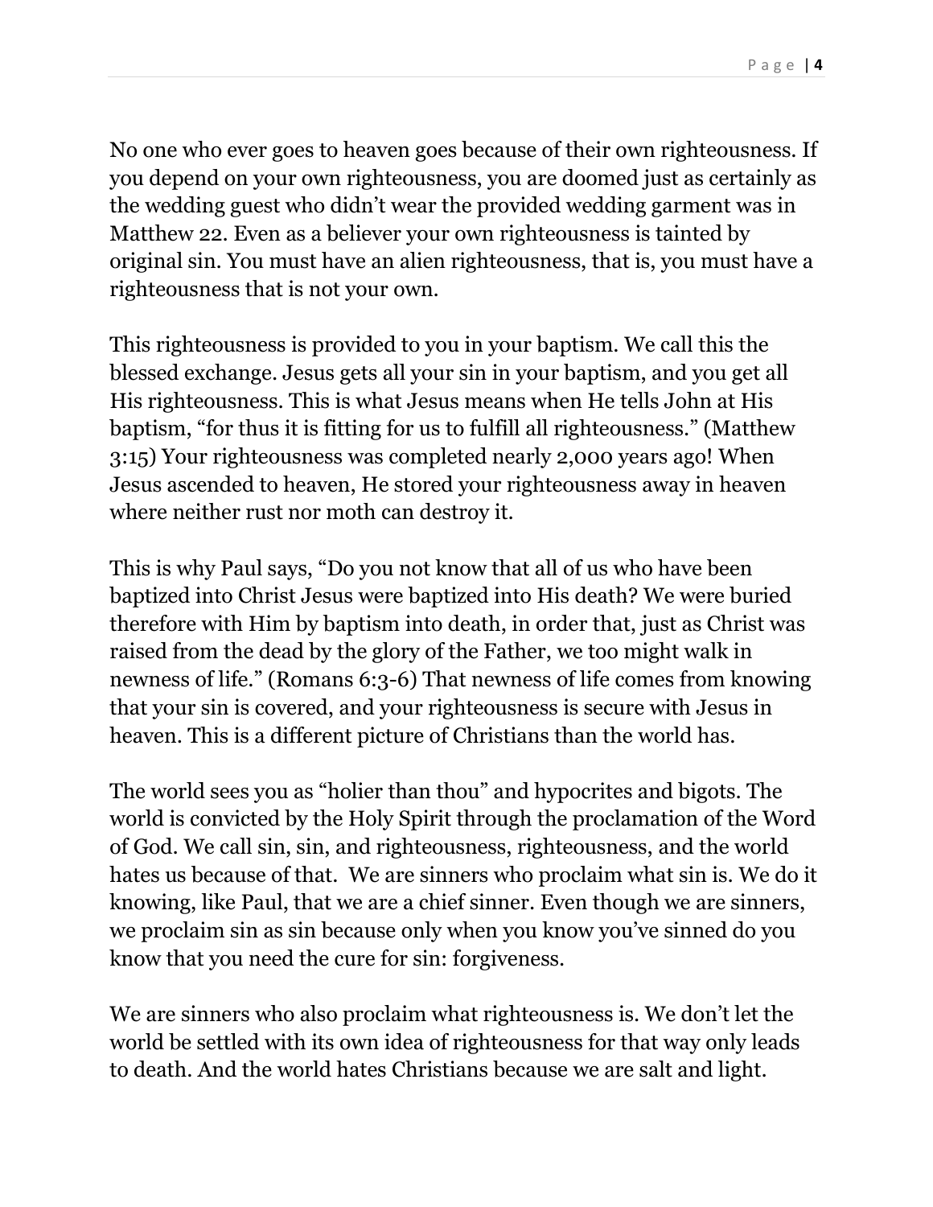No one who ever goes to heaven goes because of their own righteousness. If you depend on your own righteousness, you are doomed just as certainly as the wedding guest who didn't wear the provided wedding garment was in Matthew 22. Even as a believer your own righteousness is tainted by original sin. You must have an alien righteousness, that is, you must have a righteousness that is not your own.

This righteousness is provided to you in your baptism. We call this the blessed exchange. Jesus gets all your sin in your baptism, and you get all His righteousness. This is what Jesus means when He tells John at His baptism, "for thus it is fitting for us to fulfill all righteousness." (Matthew 3:15) Your righteousness was completed nearly 2,000 years ago! When Jesus ascended to heaven, He stored your righteousness away in heaven where neither rust nor moth can destroy it.

This is why Paul says, "Do you not know that all of us who have been baptized into Christ Jesus were baptized into His death? We were buried therefore with Him by baptism into death, in order that, just as Christ was raised from the dead by the glory of the Father, we too might walk in newness of life." (Romans 6:3-6) That newness of life comes from knowing that your sin is covered, and your righteousness is secure with Jesus in heaven. This is a different picture of Christians than the world has.

The world sees you as "holier than thou" and hypocrites and bigots. The world is convicted by the Holy Spirit through the proclamation of the Word of God. We call sin, sin, and righteousness, righteousness, and the world hates us because of that. We are sinners who proclaim what sin is. We do it knowing, like Paul, that we are a chief sinner. Even though we are sinners, we proclaim sin as sin because only when you know you've sinned do you know that you need the cure for sin: forgiveness.

We are sinners who also proclaim what righteousness is. We don't let the world be settled with its own idea of righteousness for that way only leads to death. And the world hates Christians because we are salt and light.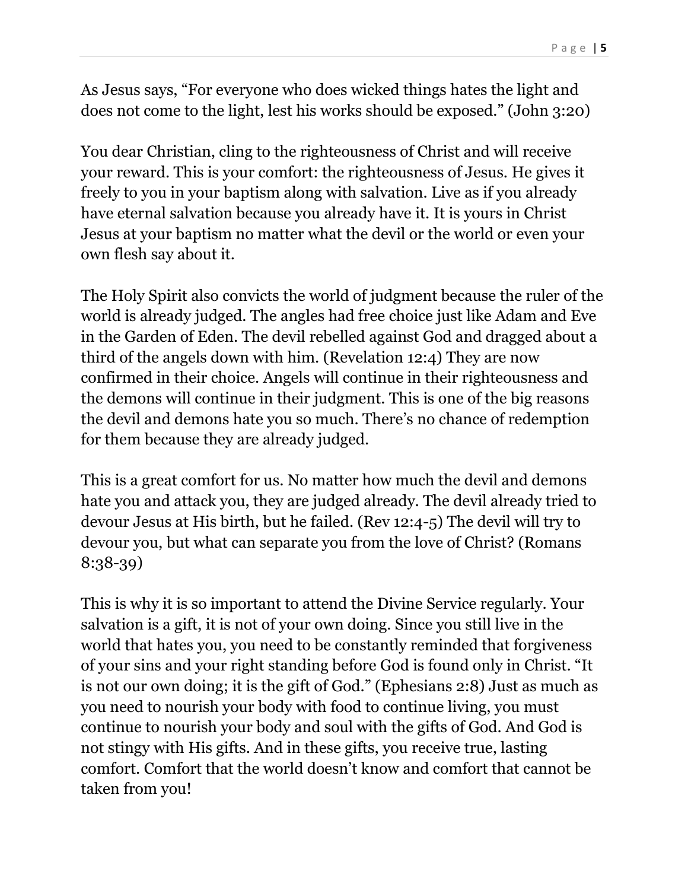As Jesus says, “For everyone who does wicked things hates the light and does not come to the light, lest his works should be exposed.” (John 3:20)

You dear Christian, cling to the righteousness of Christ and will receive your reward. This is your comfort: the righteousness of Jesus. He gives it freely to you in your baptism along with salvation. Live as if you already have eternal salvation because you already have it. It is yours in Christ Jesus at your baptism no matter what the devil or the world or even your own flesh say about it.

The Holy Spirit also convicts the world of judgment because the ruler of the world is already judged. The angles had free choice just like Adam and Eve in the Garden of Eden. The devil rebelled against God and dragged about a third of the angels down with him. (Revelation 12:4) They are now confirmed in their choice. Angels will continue in their righteousness and the demons will continue in their judgment. This is one of the big reasons the devil and demons hate you so much. There’s no chance of redemption for them because they are already judged.

This is a great comfort for us. No matter how much the devil and demons hate you and attack you, they are judged already. The devil already tried to devour Jesus at His birth, but he failed. (Rev 12:4-5) The devil will try to devour you, but what can separate you from the love of Christ? (Romans 8:38-39)

This is why it is so important to attend the Divine Service regularly. Your salvation is a gift, it is not of your own doing. Since you still live in the world that hates you, you need to be constantly reminded that forgiveness of your sins and your right standing before God is found only in Christ. “It is not our own doing; it is the gift of God.” (Ephesians 2:8) Just as much as you need to nourish your body with food to continue living, you must continue to nourish your body and soul with the gifts of God. And God is not stingy with His gifts. And in these gifts, you receive true, lasting comfort. Comfort that the world doesn’t know and comfort that cannot be taken from you!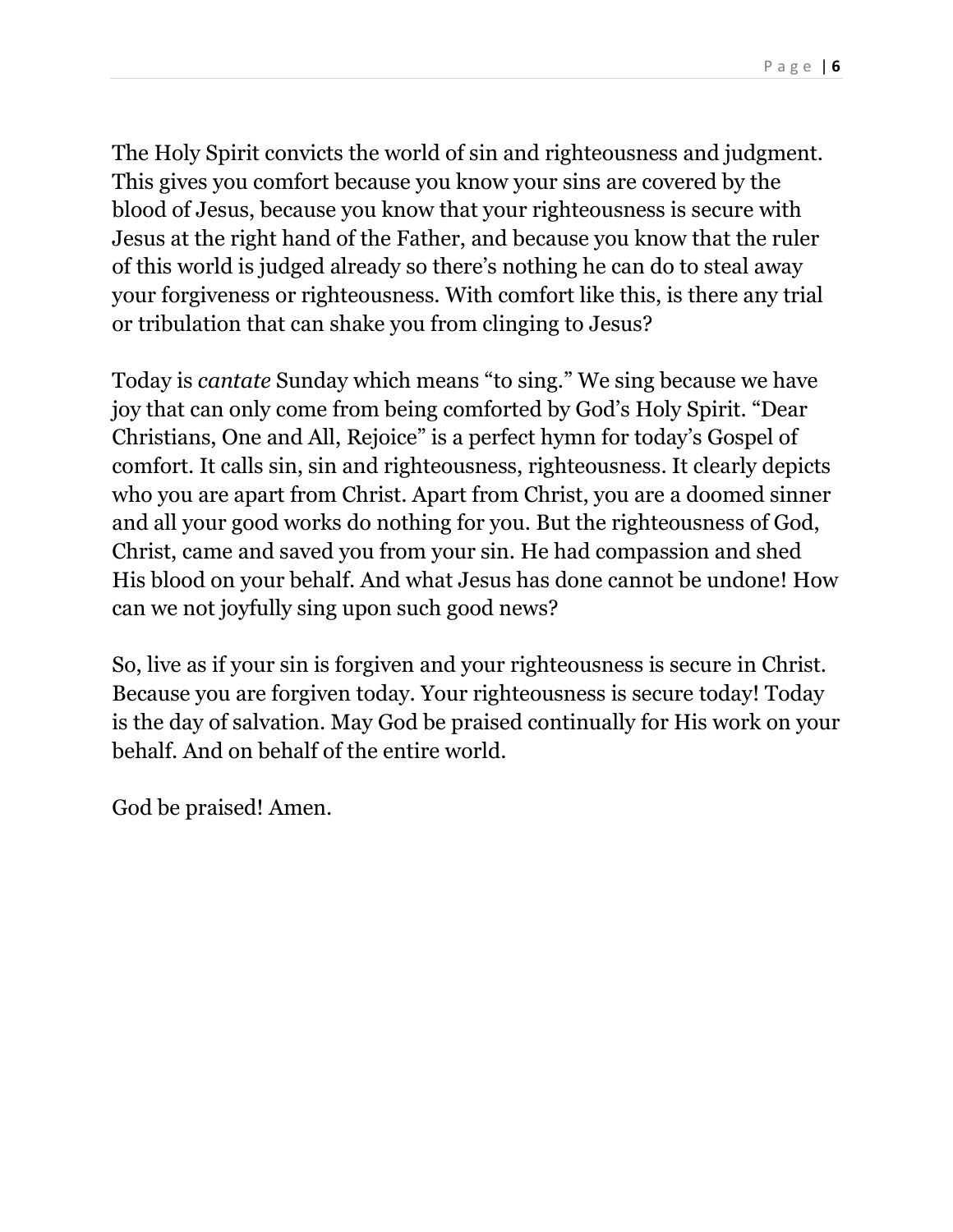The Holy Spirit convicts the world of sin and righteousness and judgment. This gives you comfort because you know your sins are covered by the blood of Jesus, because you know that your righteousness is secure with Jesus at the right hand of the Father, and because you know that the ruler of this world is judged already so there's nothing he can do to steal away your forgiveness or righteousness. With comfort like this, is there any trial or tribulation that can shake you from clinging to Jesus?

Today is *cantate* Sunday which means "to sing." We sing because we have joy that can only come from being comforted by God's Holy Spirit. "Dear Christians, One and All, Rejoice" is a perfect hymn for today's Gospel of comfort. It calls sin, sin and righteousness, righteousness. It clearly depicts who you are apart from Christ. Apart from Christ, you are a doomed sinner and all your good works do nothing for you. But the righteousness of God, Christ, came and saved you from your sin. He had compassion and shed His blood on your behalf. And what Jesus has done cannot be undone! How can we not joyfully sing upon such good news?

So, live as if your sin is forgiven and your righteousness is secure in Christ. Because you are forgiven today. Your righteousness is secure today! Today is the day of salvation. May God be praised continually for His work on your behalf. And on behalf of the entire world.

God be praised! Amen.